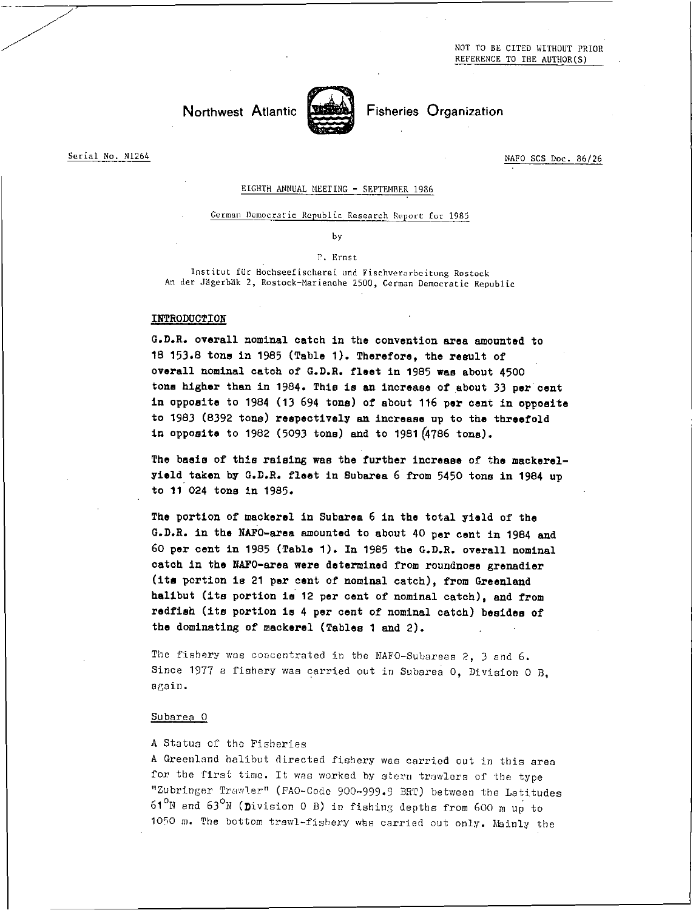NOT TO BE CITED WITHOUT PRIOR REFERENCE TO THE AUTHOR(S)

Northwest Atlantic Fisheries Organization

Serial No. N1264

NAFO SCS Doc. 86/26

EIGHTH ANNUAL MEETING - SEPTEMBER 1986

German Democratic Republic Research Report for 1985

by

P. Ernst

Institut für Hochseefischerei und Fischverarbeitung Rostock
An der Jägerbäk 2, Rostock-Marienehe 2500, German Democratic Republic

## INTRODUCTION

**G.D.R. overall nominal catch in the convention area amounted to 18 153.8 tons in 1985 (Table 1). Therefore, the result of overall nominal catch of G.D.R. fleet in 1985 was about 4500 tons higher than in 1984. This is an increase of about 33 per cent in opposite to 1984 (13 694 tons) of about 116 per cent in opposite to 1983 (8392 tons) respectively an increase up to the threefold in opposite to 1982 (5093 tons) and to 1981 (4786 tons).**

**The basis of this raising was the further increase of the mackerel-yield taken by G.D.R. fleet in Subarea 6 from 5450 tons in 1984 up to 11 024 tons in 1985.**

**The portion of mackerel in Subarea 6 in the total yield of the G.D.R. in the NAFO-area amounted to about 40 per cent in 1984 and 60 per cent in 1985 (Table 1). In 1985 the G.D.R. overall nominal catch in the NAFO-area were determined from roundnose grenadier (its portion is 21 per cent of nominal catch), from Greenland halibut (its portion is 12 per cent of nominal catch), and from redfish (its portion is 4 per cent of nominal catch) besides of the dominating of mackerel (Tables 1 and 2).**

The fishery was concentrated in the NAFO-Subareas 2, 3 and 6. Since 1977 a fishery was carried out in Subarea 0, Division 0 B, again.

## Subarea 0

A Status of the Fisheries

A Greenland halibut directed fishery was carried out in this area for the first time. It was worked by stern trawlers of the type "Zubringer Trawler" (FAO-Code 900-999.9 BRT) between the Latitudes 61°N and 63°N (Division 0 B) in fishing depths from 600 m up to 1050 m. The bottom trawl-fishery was carried out only. Mainly the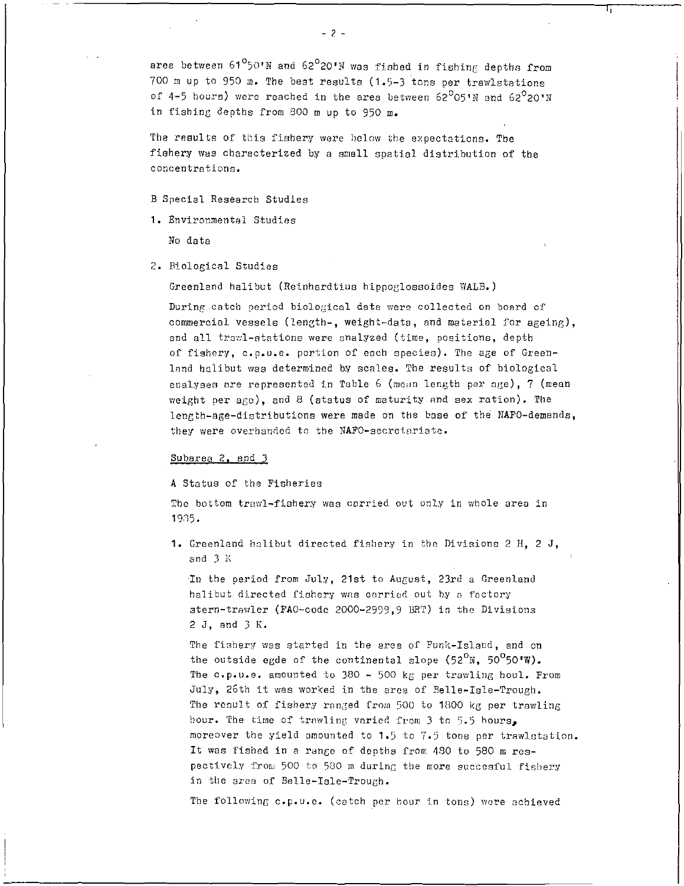area between 61°50'N and 62°20'N was fished in fishing depths from 700 m up to 950 m. The best results (1.5-3 tons per trawlstations of 4-5 hours) were reached in the area between 62°05'N and 62°20'N in fishing depths from 800 m up to 950 m.

The results of this fishery were below the expectations. The fishery was characterized by a small spatial distribution of the concentrations.

B Special Research Studies

1. Environmental Studies

   No data

2. Biological Studies

   Greenland halibut (Reinhardtius hippoglossoides WALB.)

   During catch period biological data were collected on board of commercial vessels (length-, weight-data, and material for ageing), and all trawl-stations were analyzed (time, positions, depth of fishery, c.p.u.e. portion of each species). The age of Greenland halibut was determined by scales. The results of biological analyses are represented in Table 6 (mean length per age), 7 (mean weight per age), and 8 (status of maturity and sex ration). The length-age-distributions were made on the base of the NAFO-demands, they were overhanded to the NAFO-secretariate.

Subarea 2, and 3

A Status of the Fisheries

The bottom trawl-fishery was carried out only in whole area in 1985.

1. Greenland halibut directed fishery in the Divisions 2 H, 2 J, and 3 K

   In the period from July, 21st to August, 23rd a Greenland halibut directed fishery was carried out by a factory stern-trawler (FAO-code 2000-2999,9 BRT) in the Divisions 2 J, and 3 K.

   The fishery was started in the area of Funk-Island, and on the outside egde of the continental slope (52°N, 50°50'W). The c.p.u.e. amounted to 380 - 500 kg per trawling houl. From July, 26th it was worked in the area of Belle-Isle-Trough. The result of fishery ranged from 500 to 1800 kg per trawling hour. The time of trawling varied from 3 to 5.5 hours, moreover the yield amounted to 1.5 to 7.5 tons per trawlstation. It was fished in a range of depths from 480 to 580 m respectively from 500 to 580 m during the more succesful fishery in the area of Belle-Isle-Trough.

   The following c.p.u.e. (catch per hour in tons) were achieved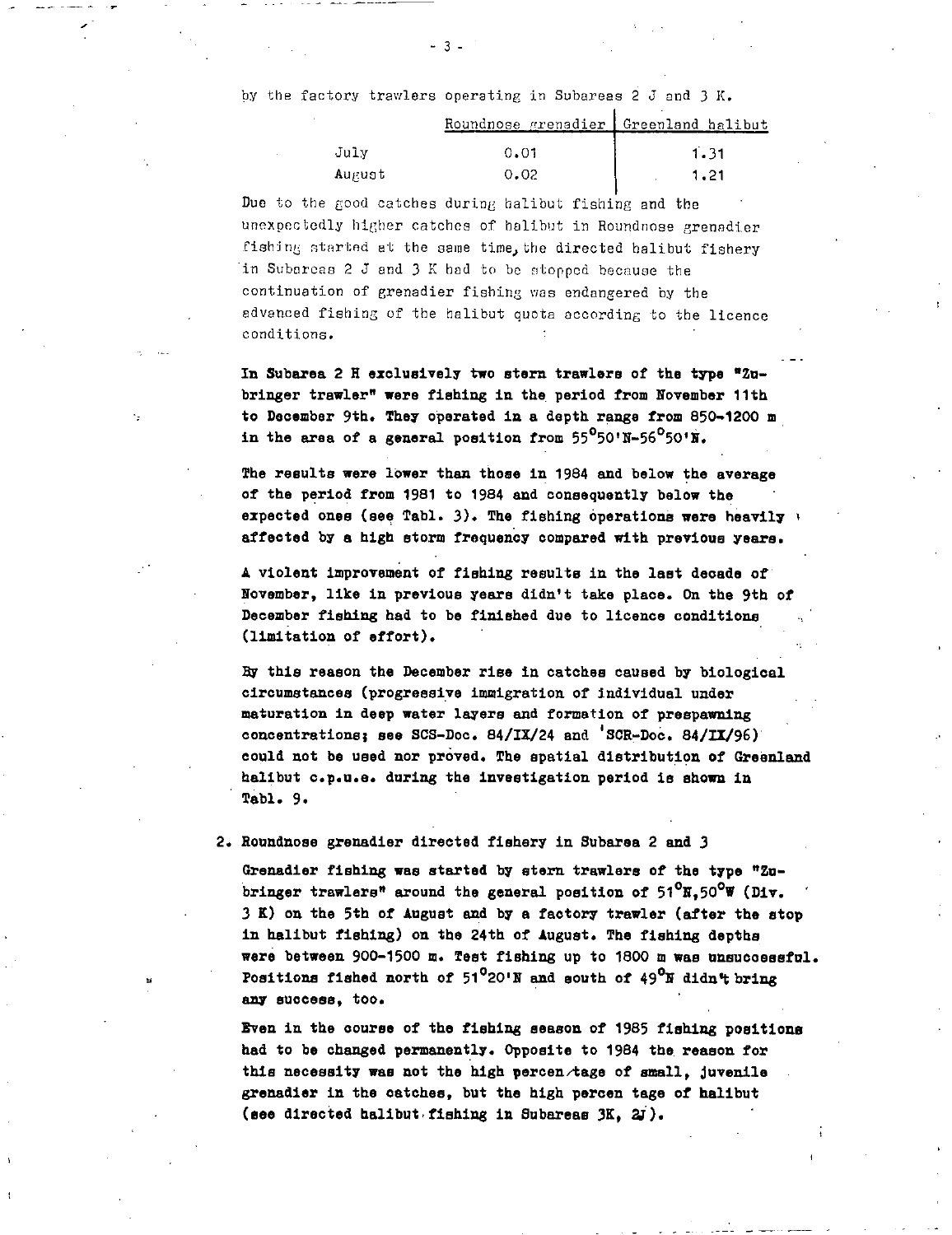by the factory trawlers operating in Subareas 2 J and 3 K.

| | Roundnose grenadier | Greenland halibut |
|---|---|---|
| July | 0.01 | 1.31 |
| August | 0.02 | 1.21 |

Due to the good catches during halibut fishing and the unexpectedly higher catches of halibut in Roundnose grenadier fishing started at the same time, the directed halibut fishery in Subareas 2 J and 3 K had to be stopped because the continuation of grenadier fishing was endangered by the advanced fishing of the halibut quota according to the licence conditions.

In Subarea 2 H exclusively two stern trawlers of the type "Zubringer trawler" were fishing in the period from November 11th to December 9th. They operated in a depth range from 850-1200 m in the area of a general position from 55°50'N-56°50'N.

The results were lower than those in 1984 and below the average of the period from 1981 to 1984 and consequently below the expected ones (see Tabl. 3). The fishing operations were heavily affected by a high storm frequency compared with previous years.

A violent improvement of fishing results in the last decade of November, like in previous years didn't take place. On the 9th of December fishing had to be finished due to licence conditions (limitation of effort).

By this reason the December rise in catches caused by biological circumstances (progressive immigration of individual under maturation in deep water layers and formation of prespawning concentrations; see SCS-Doc. 84/IX/24 and SCR-Doc. 84/IX/96) could not be used nor proved. The spatial distribution of Greenland halibut c.p.u.e. during the investigation period is shown in Tabl. 9.

2. Roundnose grenadier directed fishery in Subarea 2 and 3

Grenadier fishing was started by stern trawlers of the type "Zubringer trawlers" around the general position of 51°N,50°W (Div. 3 K) on the 5th of August and by a factory trawler (after the stop in halibut fishing) on the 24th of August. The fishing depths were between 900-1500 m. Test fishing up to 1800 m was unsuccessful. Positions fished north of 51°20'N and south of 49°N didn't bring any success, too.

Even in the course of the fishing season of 1985 fishing positions had to be changed permanently. Opposite to 1984 the reason for this necessity was not the high percentage of small, juvenile grenadier in the catches, but the high percentage of halibut (see directed halibut fishing in Subareas 3K, 2J).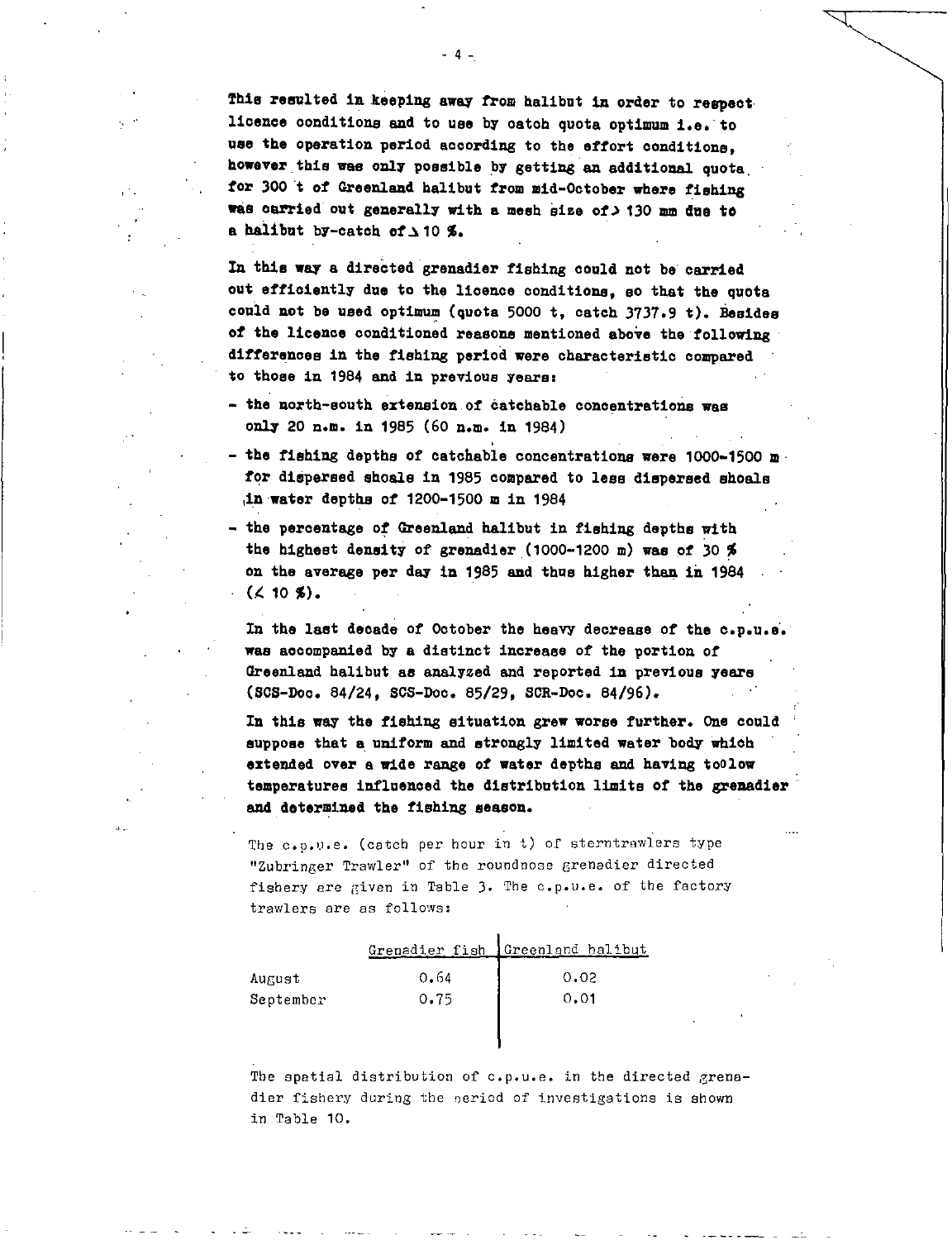This resulted in keeping away from halibut in order to respect licence conditions and to use by catch quota optimum i.e. to use the operation period according to the effort conditions, however this was only possible by getting an additional quota for 300 t of Greenland halibut from mid-October where fishing was carried out generally with a mesh size of $>$ 130 mm due to a halibut by-catch of $\geq$ 10 %.

In this way a directed grenadier fishing could not be carried out efficiently due to the licence conditions, so that the quota could not be used optimum (quota 5000 t, catch 3737.9 t). Besides of the licence conditioned reasons mentioned above the following differences in the fishing period were characteristic compared to those in 1984 and in previous years:

- the north-south extension of catchable concentrations was only 20 n.m. in 1985 (60 n.m. in 1984)
- the fishing depths of catchable concentrations were 1000-1500 m for dispersed shoals in 1985 compared to less dispersed shoals in water depths of 1200-1500 m in 1984
- the percentage of Greenland halibut in fishing depths with the highest density of grenadier (1000-1200 m) was of 30 % on the average per day in 1985 and thus higher than in 1984 ($<$ 10 %).

In the last decade of October the heavy decrease of the c.p.u.e. was accompanied by a distinct increase of the portion of Greenland halibut as analyzed and reported in previous years (SCS-Doc. 84/24, SCS-Doc. 85/29, SCR-Doc. 84/96).

In this way the fishing situation grew worse further. One could suppose that a uniform and strongly limited water body which extended over a wide range of water depths and having too low temperatures influenced the distribution limits of the grenadier and determined the fishing season.

The c.p.u.e. (catch per hour in t) of sterntrawlers type "Zubringer Trawler" of the roundnose grenadier directed fishery are given in Table 3. The c.p.u.e. of the factory trawlers are as follows:

| | Grenadier fish | Greenland halibut |
|---|---|---|
| August | 0.64 | 0.02 |
| September | 0.75 | 0.01 |

The spatial distribution of c.p.u.e. in the directed grenadier fishery during the period of investigations is shown in Table 10.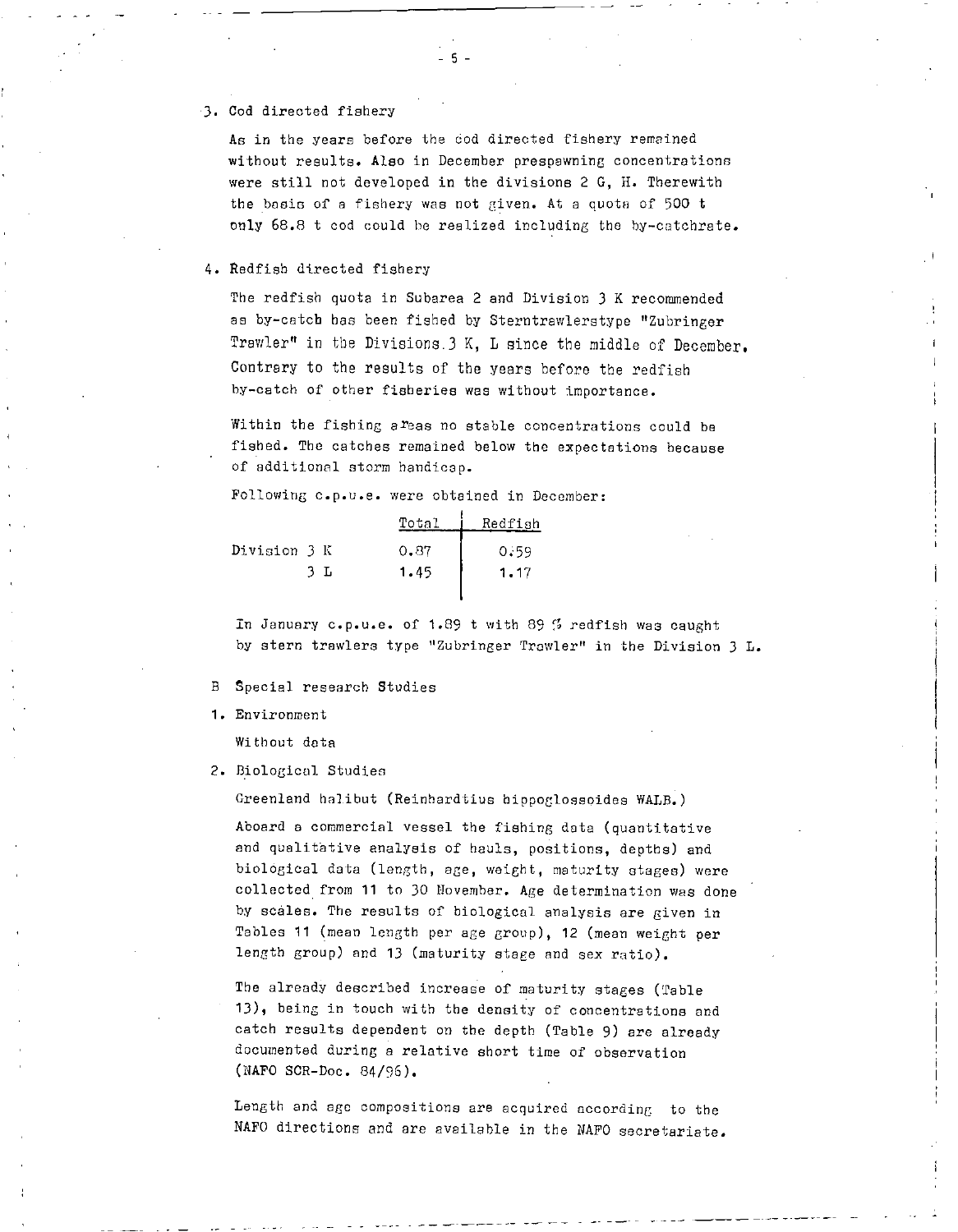3. Cod directed fishery

As in the years before the cod directed fishery remained without results. Also in December prespawning concentrations were still not developed in the divisions 2 G, H. Therewith the basis of a fishery was not given. At a quota of 500 t only 68.8 t cod could be realized including the by-catchrate.

4. Redfish directed fishery

The redfish quota in Subarea 2 and Division 3 K recommended as by-catch has been fished by Sterntrawlerstype "Zubringer Trawler" in the Divisions 3 K, L since the middle of December. Contrary to the results of the years before the redfish by-catch of other fisheries was without importance.

Within the fishing areas no stable concentrations could be fished. The catches remained below the expectations because of additional storm handicap.

Following c.p.u.e. were obtained in December:

| | Total | Redfish |
|---|---|---|
| Division 3 K | 0.87 | 0.59 |
| 3 L | 1.45 | 1.17 |

In January c.p.u.e. of 1.89 t with 89 % redfish was caught by stern trawlers type "Zubringer Trawler" in the Division 3 L.

B Special research Studies

1. Environment

Without data

2. Biological Studies

Greenland halibut (Reinhardtius hippoglossoides WALB.)

Aboard a commercial vessel the fishing data (quantitative and qualitative analysis of hauls, positions, depths) and biological data (length, age, weight, maturity stages) were collected from 11 to 30 November. Age determination was done by scales. The results of biological analysis are given in Tables 11 (mean length per age group), 12 (mean weight per length group) and 13 (maturity stage and sex ratio).

The already described increase of maturity stages (Table 13), being in touch with the density of concentrations and catch results dependent on the depth (Table 9) are already documented during a relative short time of observation (NAFO SCR-Doc. 84/96).

Length and age compositions are acquired according to the NAFO directions and are available in the NAFO secretariate.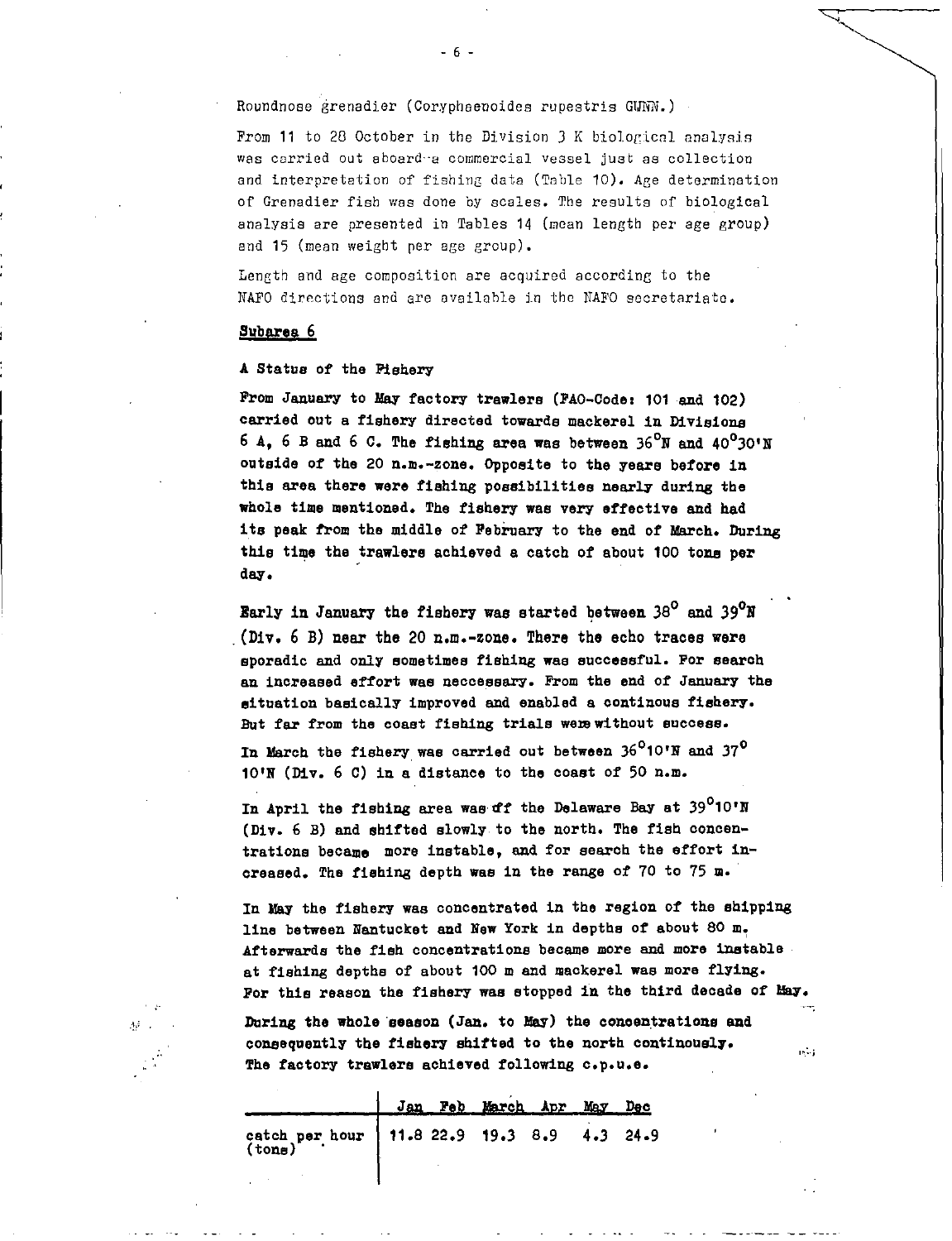Roundnose grenadier (Coryphaenoides rupestris GUNN.)

From 11 to 28 October in the Division 3 K biological analysis was carried out aboard a commercial vessel just as collection and interpretation of fishing data (Table 10). Age determination of Grenadier fish was done by scales. The results of biological analysis are presented in Tables 14 (mean length per age group) and 15 (mean weight per age group).

Length and age composition are acquired according to the NAFO directions and are available in the NAFO secretariate.

## Subarea 6

### A Status of the Fishery

From January to May factory trawlers (FAO-Code: 101 and 102) carried out a fishery directed towards mackerel in Divisions 6 A, 6 B and 6 C. The fishing area was between 36°N and 40°30'N outside of the 20 n.m.-zone. Opposite to the years before in this area there were fishing possibilities nearly during the whole time mentioned. The fishery was very effective and had its peak from the middle of February to the end of March. During this time the trawlers achieved a catch of about 100 tons per day.

Early in January the fishery was started between 38° and 39°N (Div. 6 B) near the 20 n.m.-zone. There the echo traces were sporadic and only sometimes fishing was successful. For search an increased effort was neccessary. From the end of January the situation basically improved and enabled a continous fishery. But far from the coast fishing trials were without success.

In March the fishery was carried out between 36°10'N and 37° 10'N (Div. 6 C) in a distance to the coast of 50 n.m.

In April the fishing area was off the Delaware Bay at 39°10'N (Div. 6 B) and shifted slowly to the north. The fish concentrations became more instable, and for search the effort increased. The fishing depth was in the range of 70 to 75 m.

In May the fishery was concentrated in the region of the shipping line between Nantucket and New York in depths of about 80 m. Afterwards the fish concentrations became more and more instable at fishing depths of about 100 m and mackerel was more flying. For this reason the fishery was stopped in the third decade of May.

During the whole season (Jan. to May) the concentrations and consequently the fishery shifted to the north continously. The factory trawlers achieved following c.p.u.e.

| | Jan | Feb | March | Apr | May | Dec |
|---|---|---|---|---|---|---|
| catch per hour (tons) | 11.8 | 22.9 | 19.3 | 8.9 | 4.3 | 24.9 |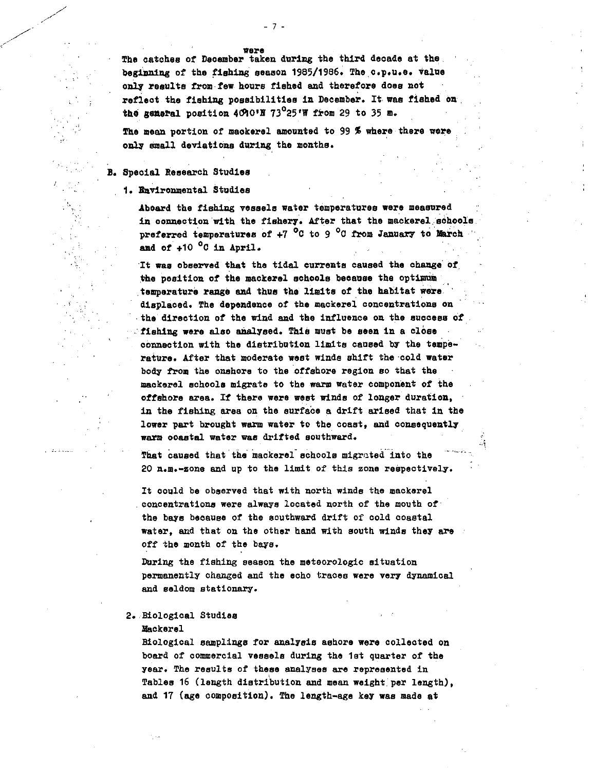The catches of December were taken during the third decade at the beginning of the fishing season 1985/1986. The c.p.u.e. value only results from few hours fished and therefore does not reflect the fishing possibilities in December. It was fished on the general position 40°10'N 73°25'W from 29 to 35 m.

The mean portion of mackerel amounted to 99 % where there were only small deviations during the months.

## B. Special Research Studies

### 1. Environmental Studies

Aboard the fishing vessels water temperatures were measured in connection with the fishery. After that the mackerel schools preferred temperatures of +7 °C to 9 °C from January to March and of +10 °C in April.

It was observed that the tidal currents caused the change of the position of the mackerel schools because the optimum temperature range and thus the limits of the habitat were displaced. The dependence of the mackerel concentrations on the direction of the wind and the influence on the success of fishing were also analysed. This must be seen in a close connection with the distribution limits caused by the temperature. After that moderate west winds shift the cold water body from the onshore to the offshore region so that the mackerel schools migrate to the warm water component of the offshore area. If there were west winds of longer duration, in the fishing area on the surface a drift arised that in the lower part brought warm water to the coast, and consequently warm coastal water was drifted southward.

That caused that the mackerel schools migrated into the 20 n.m.-zone and up to the limit of this zone respectively.

It could be observed that with north winds the mackerel concentrations were always located north of the mouth of the bays because of the southward drift of cold coastal water, and that on the other hand with south winds they are off the month of the bays.

During the fishing season the meteorologic situation permanently changed and the echo traces were very dynamical and seldom stationary.

### 2. Biological Studies

Mackerel

Biological samplings for analysis ashore were collected on board of commercial vessels during the 1st quarter of the year. The results of these analyses are represented in Tables 16 (length distribution and mean weight per length), and 17 (age composition). The length-age key was made at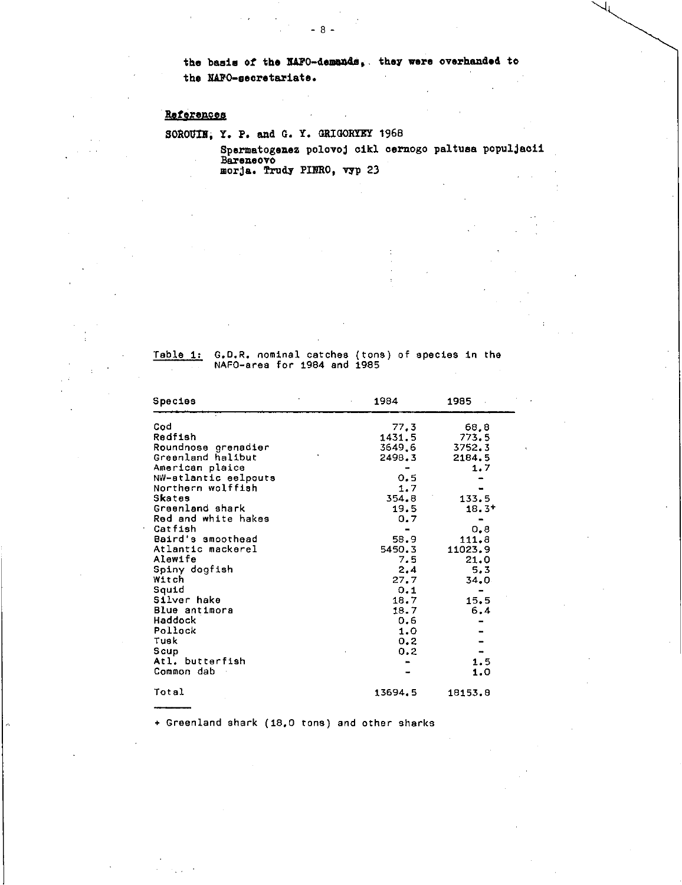the basis of the NAFO-demands, they were overhanded to the NAFO-secretariate.

**References**

SOROUIN, Y. P. and G. Y. GRIGORYEY 1968
Spermatogenez polovoj cikl cernogo paltusa populjacii Bareneovo
morja. Trudy PINRO, vyp 23

Table 1: G.D.R. nominal catches (tons) of species in the NAFO-area for 1984 and 1985

| Species | 1984 | 1985 |
|---|---|---|
| Cod | 77.3 | 68.8 |
| Redfish | 1431.5 | 773.5 |
| Roundnose grenadier | 3649.6 | 3752.3 |
| Greenland halibut | 2498.3 | 2184.5 |
| American plaice | - | 1.7 |
| NW-atlantic eelpouts | 0.5 | - |
| Northern wolffish | 1.7 | - |
| Skates | 354.8 | 133.5 |
| Greenland shark | 19.5 | 18.3+ |
| Red and white hakes | 0.7 | - |
| Catfish | - | 0.8 |
| Baird's smoothead | 58.9 | 111.8 |
| Atlantic mackerel | 5450.3 | 11023.9 |
| Alewife | 7.5 | 21.0 |
| Spiny dogfish | 2.4 | 5.3 |
| Witch | 27.7 | 34.0 |
| Squid | 0.1 | - |
| Silver hake | 18.7 | 15.5 |
| Blue antimora | 18.7 | 6.4 |
| Haddock | 0.6 | - |
| Pollock | 1.0 | - |
| Tusk | 0.2 | - |
| Scup | 0.2 | - |
| Atl. butterfish | - | 1.5 |
| Common dab | - | 1.0 |
| Total | 13694.5 | 18153.8 |

+ Greenland shark (18.0 tons) and other sharks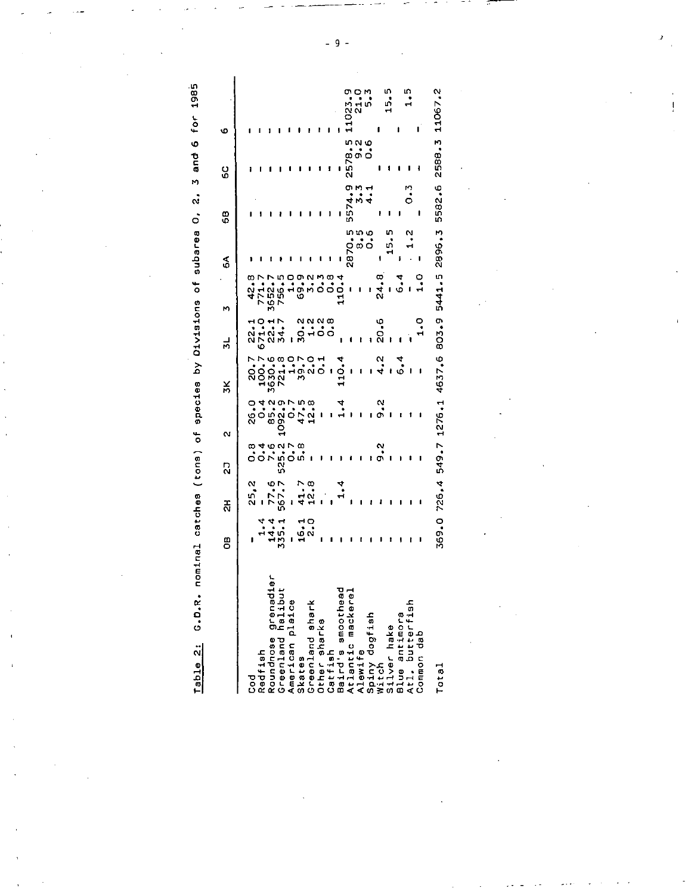Table 2: G.D.R. nominal catches (tons) of species by Divisions of subareas 0, 2, 3 and 6 for 1985

| | 0B | 2H | 2J | 2 | 3K | 3L | 3 | 6A | 6B | 6C | 6 |
|---|---|---|---|---|---|---|---|---|---|---|---|
| Cod | - | 25.2 | 0.8 | 26.0 | 20.7 | 22.1 | 42.8 | - | - | - | - |
| Redfish | 1.4 | - | 0.4 | 0.4 | 100.7 | 671.0 | 771.7 | - | - | - | - |
| Roundnose grenadier | 14.4 | 77.6 | 7.6 | 85.2 | 3630.6 | 22.1 | 3652.7 | - | - | - | - |
| Greenland halibut | 335.1 | 567.7 | 525.2 | 1092.9 | 721.8 | 34.7 | 756.5 | - | - | - | - |
| American plaice | - | - | 0.7 | 0.7 | 1.0 | - | 1.0 | - | - | - | - |
| Skates | 16.1 | 41.7 | 5.8 | 47.5 | 39.7 | 30.2 | 69.9 | - | - | - | - |
| Greenland shark | 2.0 | 12.8 | - | 12.8 | 2.0 | 1.2 | 3.2 | - | - | - | - |
| Other sharks | - | - | - | - | 0.1 | 0.2 | 0.3 | - | - | - | - |
| Catfish | - | - | - | - | - | 0.8 | 0.8 | - | - | - | - |
| Baird's smoothhead | - | 1.4 | - | 1.4 | 110.4 | - | 110.4 | - | - | - | - |
| Atlantic mackerel | - | - | - | - | - | - | - | 2870.5 | 5574.9 | 2578.5 | 11023.9 |
| Alewife | - | - | - | - | - | - | - | 8.5 | 3.3 | 9.2 | 21.0 |
| Spiny dogfish | - | - | - | - | - | - | - | 0.6 | 4.1 | 0.6 | 5.3 |
| Witch | - | - | 9.2 | 9.2 | 4.2 | 20.6 | 24.8 | - | - | - | - |
| Silver hake | - | - | - | - | - | - | - | 15.5 | - | - | 15.5 |
| Blue antimora | - | - | - | - | 6.4 | - | 6.4 | - | - | - | - |
| Atl. butterfish | - | - | - | - | - | - | - | 1.2 | 0.3 | - | 1.5 |
| Common dab | - | - | - | - | - | 1.0 | 1.0 | - | - | - | - |
| Total | 369.0 | 726.4 | 549.7 | 1276.1 | 4637.6 | 803.9 | 5441.5 | 2896.3 | 5582.6 | 2588.3 | 11067.2 |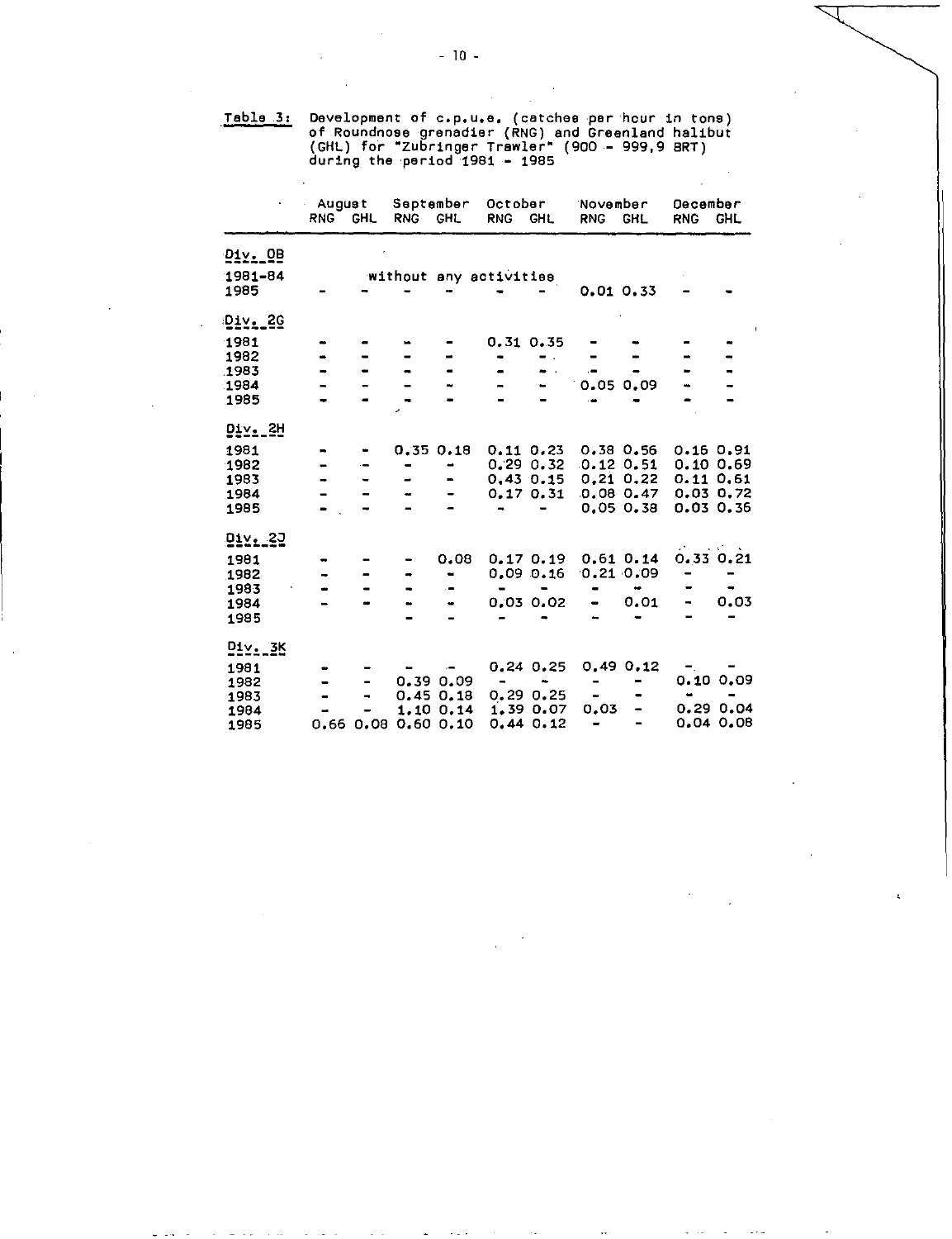Table 3: Development of c.p.u.e. (catches per hour in tons) of Roundnose grenadier (RNG) and Greenland halibut (GHL) for "Zubringer Trawler" (900 - 999,9 BRT) during the period 1981 - 1985

| | August | | September | | October | | November | | December | |
|---|---|---|---|---|---|---|---|---|---|---|
| | RNG | GHL | RNG | GHL | RNG | GHL | RNG | GHL | RNG | GHL |
| **Div. 0B** | | | | | | | | | | |
| 1981-84 | without any activities | | | | | | | | | |
| 1985 | - | - | - | - | - | - | 0.01 | 0.33 | - | - |
| **Div. 2G** | | | | | | | | | | |
| 1981 | - | - | - | - | 0.31 | 0.35 | - | - | - | - |
| 1982 | - | - | - | - | - | - | - | - | - | - |
| 1983 | - | - | - | - | - | - | - | - | - | - |
| 1984 | - | - | - | - | - | - | 0.05 | 0.09 | - | - |
| 1985 | - | - | - | - | - | - | - | - | - | - |
| **Div. 2H** | | | | | | | | | | |
| 1981 | - | - | 0.35 | 0.18 | 0.11 | 0.23 | 0.38 | 0.56 | 0.16 | 0.91 |
| 1982 | - | - | - | - | 0.29 | 0.32 | 0.12 | 0.51 | 0.10 | 0.69 |
| 1983 | - | - | - | - | 0.43 | 0.15 | 0.21 | 0.22 | 0.11 | 0.61 |
| 1984 | - | - | - | - | 0.17 | 0.31 | 0.08 | 0.47 | 0.03 | 0.72 |
| 1985 | - | - | - | - | - | - | 0.05 | 0.38 | 0.03 | 0.36 |
| **Div. 2J** | | | | | | | | | | |
| 1981 | - | - | - | 0.08 | 0.17 | 0.19 | 0.61 | 0.14 | 0.33 | 0.21 |
| 1982 | - | - | - | - | 0.09 | 0.16 | 0.21 | 0.09 | - | - |
| 1983 | - | - | - | - | - | - | - | - | - | - |
| 1984 | - | - | - | - | 0.03 | 0.02 | - | 0.01 | - | 0.03 |
| 1985 | | | - | - | - | - | - | - | - | - |
| **Div. 3K** | | | | | | | | | | |
| 1981 | - | - | - | - | 0.24 | 0.25 | 0.49 | 0.12 | - | - |
| 1982 | - | - | 0.39 | 0.09 | - | - | - | - | 0.10 | 0.09 |
| 1983 | - | - | 0.45 | 0.18 | 0.29 | 0.25 | - | - | - | - |
| 1984 | - | - | 1.10 | 0.14 | 1.39 | 0.07 | 0.03 | - | 0.29 | 0.04 |
| 1985 | 0.66 | 0.08 | 0.60 | 0.10 | 0.44 | 0.12 | - | - | 0.04 | 0.08 |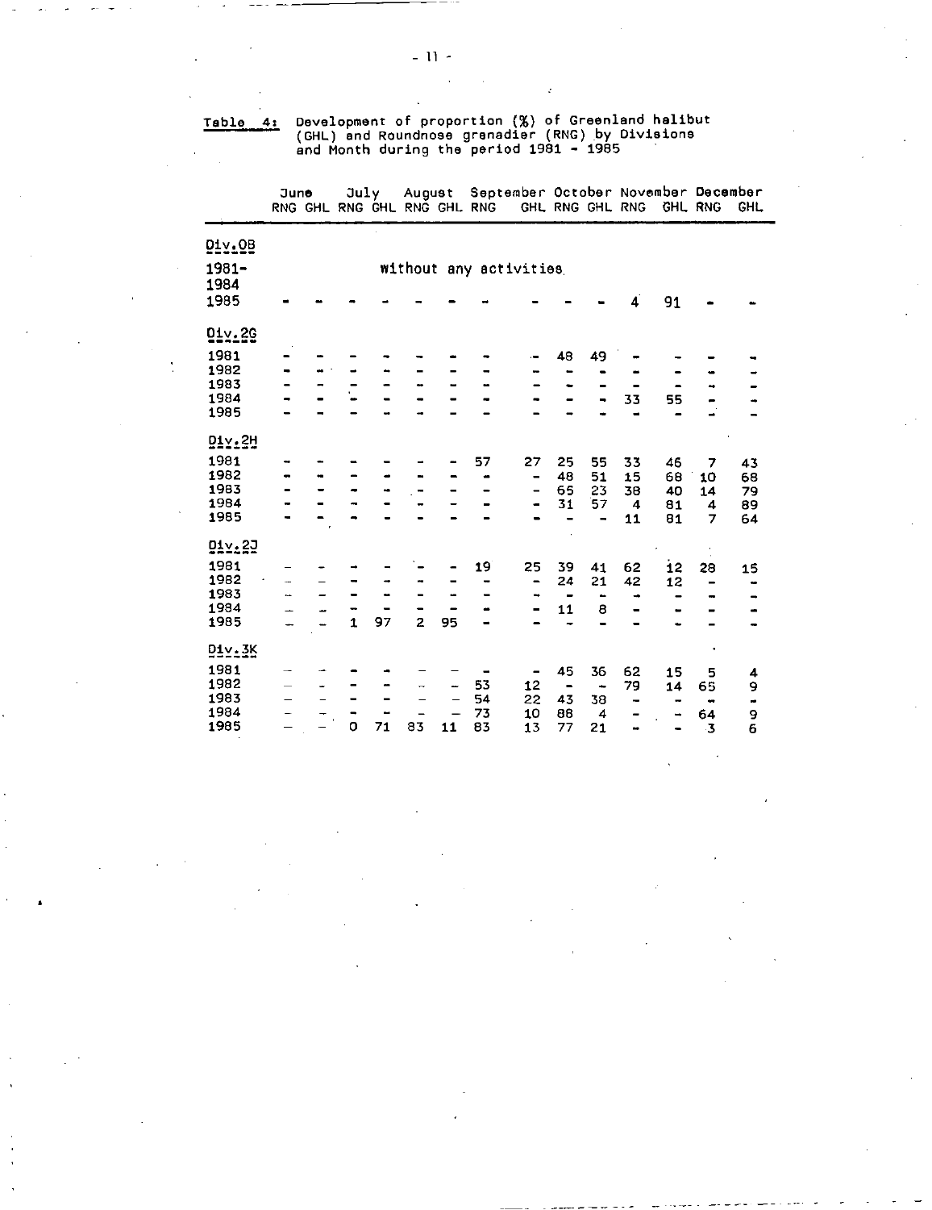Table 4: Development of proportion (%) of Greenland halibut (GHL) and Roundnose grenadier (RNG) by Divisions and Month during the period 1981 - 1985

| | June | | July | | August | | September | | October | | November | | December | |
|---|---|---|---|---|---|---|---|---|---|---|---|---|---|---|
| | RNG | GHL | RNG | GHL | RNG | GHL | RNG | GHL | RNG | GHL | RNG | GHL | RNG | GHL |
| **Div.0B** | | | | | | | | | | | | | | |
| 1981-1984 | without any activities | | | | | | | | | | | | | |
| 1985 | - | - | - | - | - | - | - | - | - | - | 4 | 91 | - | - |
| **Div.2G** | | | | | | | | | | | | | | |
| 1981 | - | - | - | - | - | - | - | - | 48 | 49 | - | - | - | - |
| 1982 | - | - | - | - | - | - | - | - | - | - | - | - | - | - |
| 1983 | - | - | - | - | - | - | - | - | - | - | - | - | - | - |
| 1984 | - | - | - | - | - | - | - | - | - | - | 33 | 55 | - | - |
| 1985 | - | - | - | - | - | - | - | - | - | - | - | - | - | - |
| **Div.2H** | | | | | | | | | | | | | | |
| 1981 | - | - | - | - | - | - | 57 | 27 | 25 | 55 | 33 | 46 | 7 | 43 |
| 1982 | - | - | - | - | - | - | - | - | 48 | 51 | 15 | 68 | 10 | 68 |
| 1983 | - | - | - | - | - | - | - | - | 65 | 23 | 38 | 40 | 14 | 79 |
| 1984 | - | - | - | - | - | - | - | - | 31 | 57 | 4 | 81 | 4 | 89 |
| 1985 | - | - | - | - | - | - | - | - | - | - | 11 | 81 | 7 | 64 |
| **Div.2J** | | | | | | | | | | | | | | |
| 1981 | - | - | - | - | - | - | 19 | 25 | 39 | 41 | 62 | 12 | 28 | 15 |
| 1982 | - | - | - | - | - | - | - | - | 24 | 21 | 42 | 12 | - | - |
| 1983 | - | - | - | - | - | - | - | - | - | - | - | - | - | - |
| 1984 | - | - | - | - | - | - | - | - | 11 | 8 | - | - | - | - |
| 1985 | - | - | 1 | 97 | 2 | 95 | - | - | - | - | - | - | - | - |
| **Div.3K** | | | | | | | | | | | | | | |
| 1981 | - | - | - | - | - | - | - | - | 45 | 36 | 62 | 15 | 5 | 4 |
| 1982 | - | - | - | - | - | - | 53 | 12 | - | - | 79 | 14 | 65 | 9 |
| 1983 | - | - | - | - | - | - | 54 | 22 | 43 | 38 | - | - | - | - |
| 1984 | - | - | - | - | - | - | 73 | 10 | 88 | 4 | - | - | 64 | 9 |
| 1985 | - | - | 0 | 71 | 83 | 11 | 83 | 13 | 77 | 21 | - | - | 3 | 6 |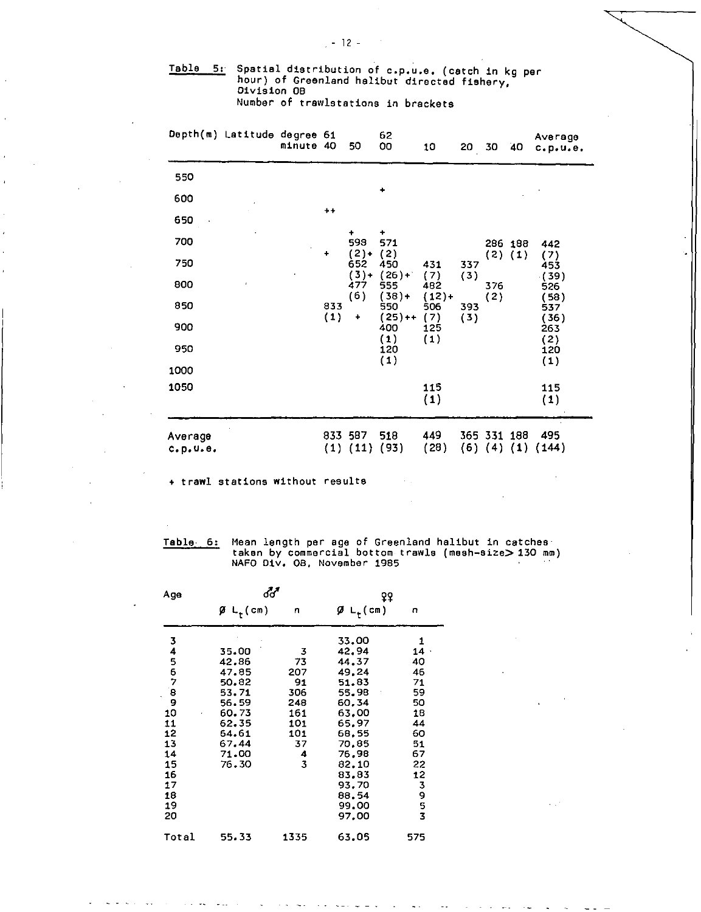**Table 5:** Spatial distribution of c.p.u.e. (catch in kg per hour) of Greenland halibut directed fishery, Division 0B
Number of trawlstations in brackets

| Depth(m) | Latitude degree 61 minute 40 | 50 | 62 00 | 10 | 20 | 30 | 40 | Average c.p.u.e. |
|---|---|---|---|---|---|---|---|---|
| 550 | | | | | | | | |
| | | | + | | | | | |
| 600 | | | | | | | | |
| | ++ | | | | | | | |
| 650 | | | | | | | | |
| | | + | + | | | | | |
| 700 | + | 598 (2)+ | 571 (2) | | | 286 (2) | 188 (1) | 442 (7) |
| 750 | | 652 (3)+ | 450 (26)+ | 431 (7) | 337 (3) | | | 453 (39) |
| 800 | | 477 (6) | 555 (38)+ | 482 (12)+ | | 376 (2) | | 526 (58) |
| 850 | 833 (1) | + | 550 (25)++ | 506 (7) | 393 (3) | | | 537 (36) |
| 900 | | | 400 (1) | 125 (1) | | | | 263 (2) |
| 950 | | | 120 (1) | | | | | 120 (1) |
| 1000 | | | | | | | | |
| 1050 | | | | 115 (1) | | | | 115 (1) |
| Average c.p.u.e. | 833 (1) | 587 (11) | 518 (93) | 449 (28) | 365 (6) | 331 (4) | 188 (1) | 495 (144) |

+ trawl stations without results

**Table 6:** Mean length per age of Greenland halibut in catches taken by commercial bottom trawls (mesh-size> 130 mm) NAFO Div. 0B, November 1985

| Age | ♂♂ Ø $L_t$(cm) | n | ♀♀ Ø $L_t$(cm) | n |
|---|---|---|---|---|
| 3 | | | 33.00 | 1 |
| 4 | 35.00 | 3 | 42.94 | 14 |
| 5 | 42.86 | 73 | 44.37 | 40 |
| 6 | 47.85 | 207 | 49.24 | 46 |
| 7 | 50.82 | 91 | 51.83 | 71 |
| 8 | 53.71 | 306 | 55.98 | 59 |
| 9 | 56.59 | 248 | 60.34 | 50 |
| 10 | 60.73 | 161 | 63.00 | 18 |
| 11 | 62.35 | 101 | 65.97 | 44 |
| 12 | 64.61 | 101 | 68.55 | 60 |
| 13 | 67.44 | 37 | 70.85 | 51 |
| 14 | 71.00 | 4 | 76.98 | 67 |
| 15 | 76.30 | 3 | 82.10 | 22 |
| 16 | | | 83.83 | 12 |
| 17 | | | 93.70 | 3 |
| 18 | | | 88.54 | 9 |
| 19 | | | 99.00 | 5 |
| 20 | | | 97.00 | 3 |
| Total | 55.33 | 1335 | 63.05 | 575 |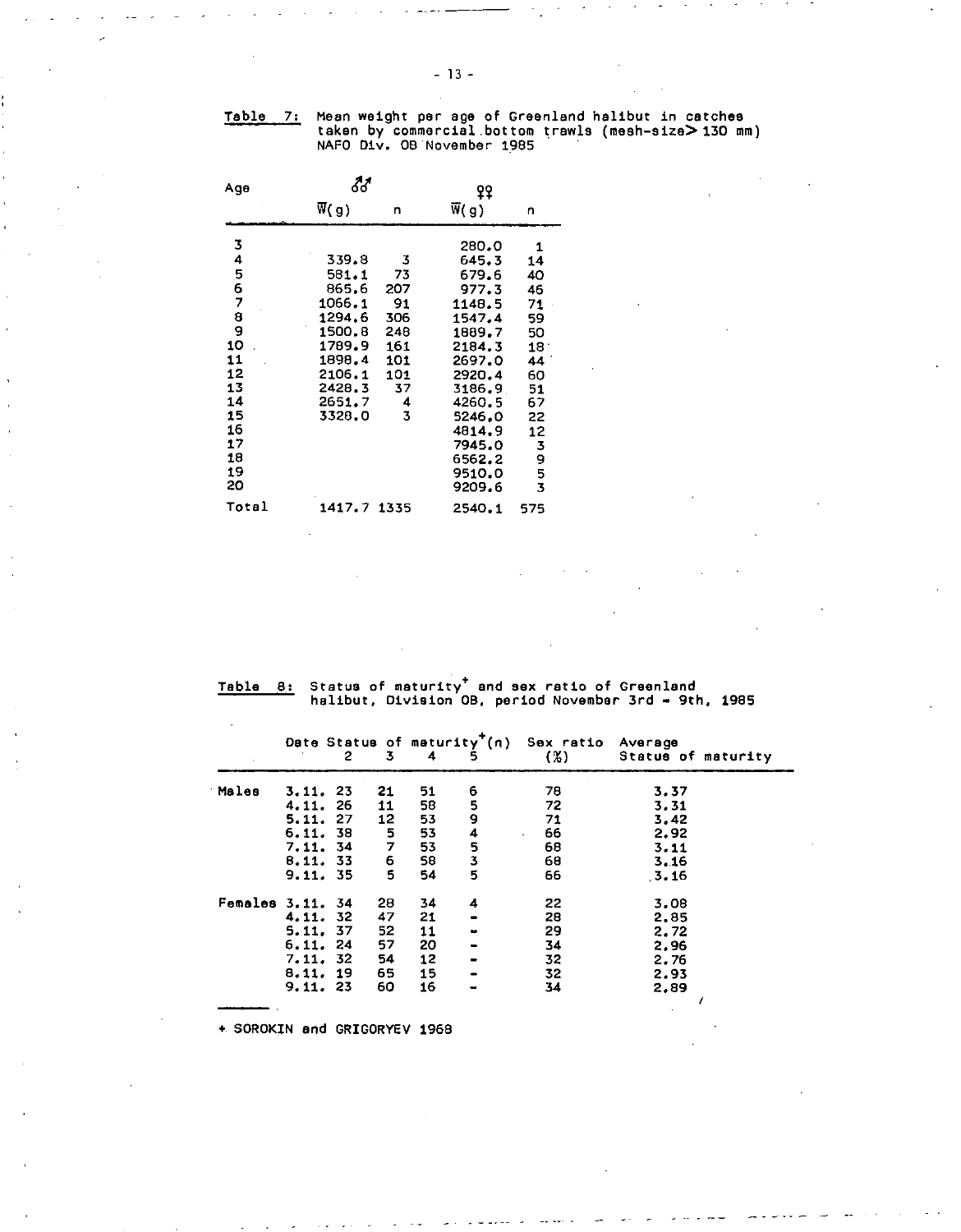Table 7: Mean weight per age of Greenland halibut in catches taken by commercial bottom trawls (mesh-size> 130 mm) NAFO Div. 0B November 1985

| Age | ♂♂ | | ♀♀ | |
|---|---|---|---|---|
| | $\overline{W}$(g) | n | $\overline{W}$(g) | n |
| 3 | | | 280.0 | 1 |
| 4 | 339.8 | 3 | 645.3 | 14 |
| 5 | 581.1 | 73 | 679.6 | 40 |
| 6 | 865.6 | 207 | 977.3 | 46 |
| 7 | 1066.1 | 91 | 1148.5 | 71 |
| 8 | 1294.6 | 306 | 1547.4 | 59 |
| 9 | 1500.8 | 248 | 1889.7 | 50 |
| 10 | 1789.9 | 161 | 2184.3 | 18 |
| 11 | 1898.4 | 101 | 2697.0 | 44 |
| 12 | 2106.1 | 101 | 2920.4 | 60 |
| 13 | 2428.3 | 37 | 3186.9 | 51 |
| 14 | 2651.7 | 4 | 4260.5 | 67 |
| 15 | 3328.0 | 3 | 5246.0 | 22 |
| 16 | | | 4814.9 | 12 |
| 17 | | | 7945.0 | 3 |
| 18 | | | 6562.2 | 9 |
| 19 | | | 9510.0 | 5 |
| 20 | | | 9209.6 | 3 |
| Total | 1417.7 | 1335 | 2540.1 | 575 |

Table 8: Status of maturity+ and sex ratio of Greenland halibut, Division 0B, period November 3rd - 9th, 1985

| | Date | Status of maturity+(n) 2 | 3 | 4 | 5 | Sex ratio (%) | Average Status of maturity |
|---|---|---|---|---|---|---|---|
| Males | 3.11. | 23 | 21 | 51 | 6 | 78 | 3.37 |
| | 4.11. | 26 | 11 | 58 | 5 | 72 | 3.31 |
| | 5.11. | 27 | 12 | 53 | 9 | 71 | 3.42 |
| | 6.11. | 38 | 5 | 53 | 4 | 66 | 2.92 |
| | 7.11. | 34 | 7 | 53 | 5 | 68 | 3.11 |
| | 8.11. | 33 | 6 | 58 | 3 | 68 | 3.16 |
| | 9.11. | 35 | 5 | 54 | 5 | 66 | 3.16 |
| Females | 3.11. | 34 | 28 | 34 | 4 | 22 | 3.08 |
| | 4.11. | 32 | 47 | 21 | - | 28 | 2.85 |
| | 5.11. | 37 | 52 | 11 | - | 29 | 2.72 |
| | 6.11. | 24 | 57 | 20 | - | 34 | 2.96 |
| | 7.11. | 32 | 54 | 12 | - | 32 | 2.76 |
| | 8.11. | 19 | 65 | 15 | - | 32 | 2.93 |
| | 9.11. | 23 | 60 | 16 | - | 34 | 2.89 |

+ SOROKIN and GRIGORYEV 1968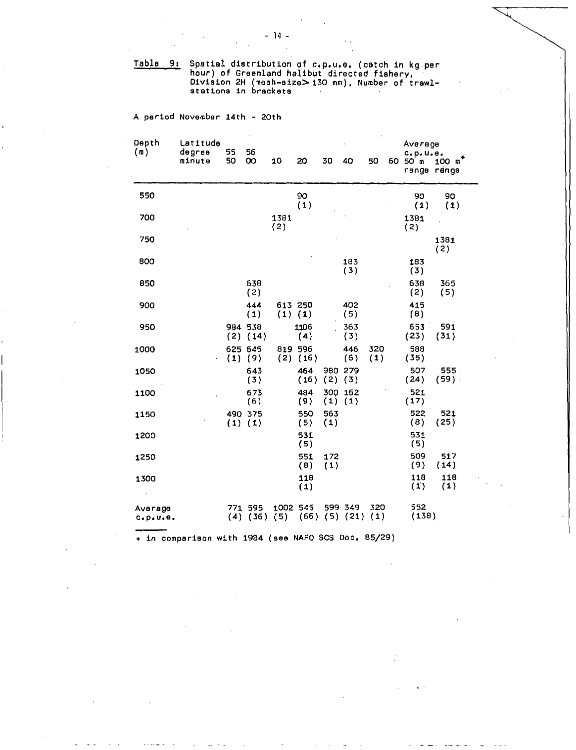Table 9: Spatial distribution of c.p.u.e. (catch in kg per hour) of Greenland halibut directed fishery, Division 2H (mesh-size> 130 mm), Number of trawl-stations in brackets

A period November 14th - 20th

| Depth (m) | Latitude degree minute: 55 50 | 56 00 | 10 | 20 | 30 | 40 | 50 | 60 | Average c.p.u.e. 50 m range | Average c.p.u.e. 100 m⁺ range |
|---|---|---|---|---|---|---|---|---|---|---|
| 550 | | | | 90 (1) | | | | | 90 (1) | 90 (1) |
| 700 | | | 1381 (2) | | | | | | 1381 (2) | |
| 750 | | | | | | | | | | 1381 (2) |
| 800 | | | | | | 183 (3) | | | 183 (3) | |
| 850 | | 638 (2) | | | | | | | 638 (2) | 365 (5) |
| 900 | | 444 (1) | 613 (1) | 250 (1) | | 402 (5) | | | 415 (8) | |
| 950 | 984 (2) | 538 (14) | | 1106 (4) | | 363 (3) | | | 653 (23) | 591 (31) |
| 1000 | 625 (1) | 645 (9) | 819 (2) | 596 (16) | | 446 (6) | 320 (1) | | 588 (35) | |
| 1050 | | 643 (3) | | 464 (16) | 980 (2) | 279 (3) | | | 507 (24) | 555 (59) |
| 1100 | | 673 (6) | | 484 (9) | 300 (1) | 162 (1) | | | 521 (17) | |
| 1150 | 490 (1) | 375 (1) | | 550 (5) | 563 (1) | | | | 522 (8) | 521 (25) |
| 1200 | | | | 531 (5) | | | | | 531 (5) | |
| 1250 | | | | 551 (8) | 172 (1) | | | | 509 (9) | 517 (14) |
| 1300 | | | | 118 (1) | | | | | 118 (1) | 118 (1) |
| Average c.p.u.e. | 771 (4) | 595 (36) | 1002 (5) | 545 (66) | 599 (5) | 349 (21) | 320 (1) | | 552 (138) | |

+ in comparison with 1984 (see NAFO SCS Doc. 85/29)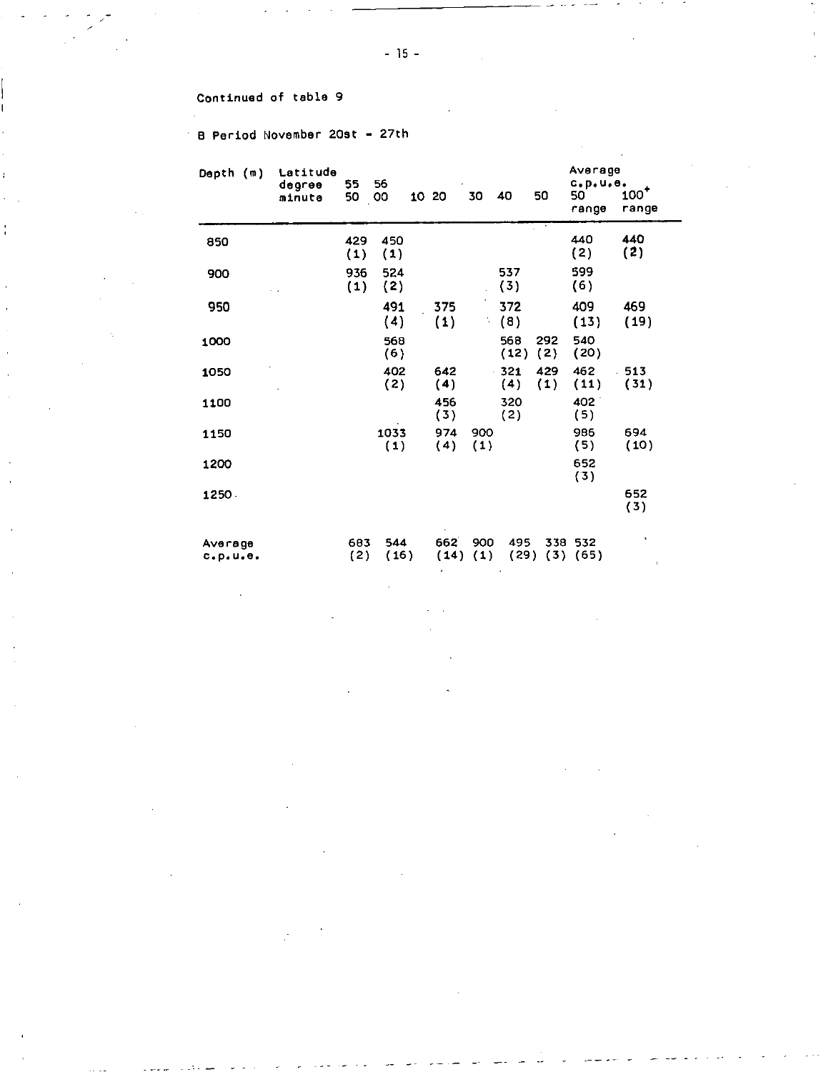Continued of table 9

B Period November 20st - 27th

| Depth (m) | Latitude degree minute | 55 50 | 56 00 | 10 | 20 | 30 | 40 | 50 | Average c.p.u.e. 50 range | Average c.p.u.e. 100+ range |
|---|---|---|---|---|---|---|---|---|---|---|
| 850 | | 429 (1) | 450 (1) | | | | | | 440 (2) | 440 (2) |
| 900 | | 936 (1) | 524 (2) | | | | 537 (3) | | 599 (6) | |
| 950 | | | 491 (4) | | 375 (1) | | 372 (8) | | 409 (13) | 469 (19) |
| 1000 | | | 568 (6) | | | | 568 (12) | 292 (2) | 540 (20) | |
| 1050 | | | 402 (2) | | 642 (4) | | 321 (4) | 429 (1) | 462 (11) | 513 (31) |
| 1100 | | | | | 456 (3) | | 320 (2) | | 402 (5) | |
| 1150 | | | 1033 (1) | | 974 (4) | 900 (1) | | | 986 (5) | 694 (10) |
| 1200 | | | | | | | | | 652 (3) | |
| 1250 | | | | | | | | | | 652 (3) |
| Average c.p.u.e. | | 683 (2) | 544 (16) | | 662 (14) | 900 (1) | 495 (29) | 338 (3) | 532 (65) | |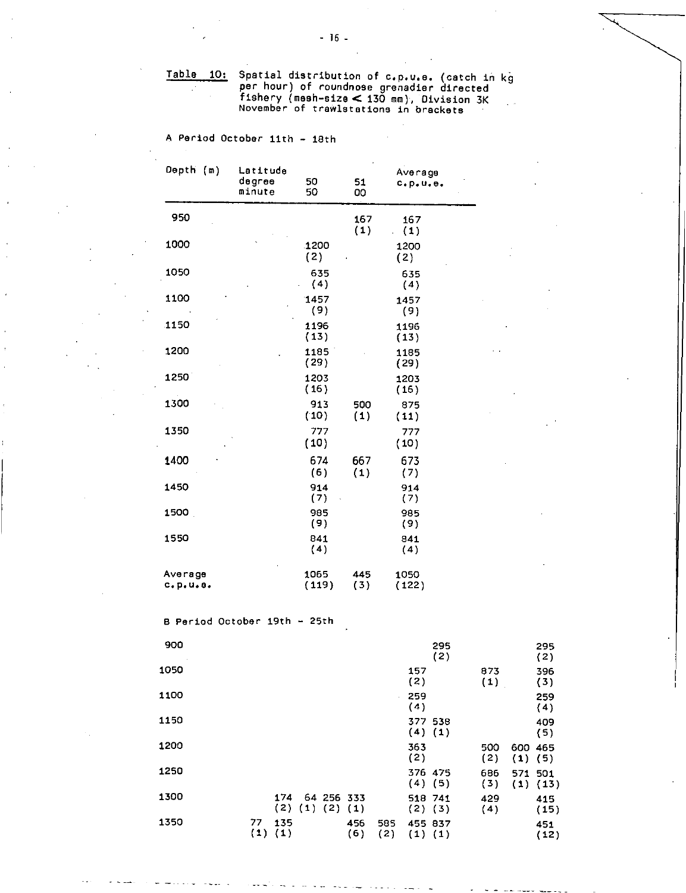Table 10: Spatial distribution of c.p.u.e. (catch in kg per hour) of roundnose grenadier directed fishery (mesh-size < 130 mm), Division 3K November of trawlstations in brackets

A Period October 11th - 18th

| Depth (m) | Latitude degree minute | 50 50 | 51 00 | Average c.p.u.e. |
|---|---|---|---|---|
| 950 | | | 167 (1) | 167 (1) |
| 1000 | | 1200 (2) | | 1200 (2) |
| 1050 | | 635 (4) | | 635 (4) |
| 1100 | | 1457 (9) | | 1457 (9) |
| 1150 | | 1196 (13) | | 1196 (13) |
| 1200 | | 1185 (29) | | 1185 (29) |
| 1250 | | 1203 (16) | | 1203 (16) |
| 1300 | | 913 (10) | 500 (1) | 875 (11) |
| 1350 | | 777 (10) | | 777 (10) |
| 1400 | | 674 (6) | 667 (1) | 673 (7) |
| 1450 | | 914 (7) | | 914 (7) |
| 1500 | | 985 (9) | | 985 (9) |
| 1550 | | 841 (4) | | 841 (4) |
| Average c.p.u.e. | | 1065 (119) | 445 (3) | 1050 (122) |

B Period October 19th - 25th

| | | | | | | | | | | | |
|---|---|---|---|---|---|---|---|---|---|---|---|
| 900 | | | | | | | | 295 (2) | | | 295 (2) |
| 1050 | | | | | | | 157 (2) | | 873 (1) | | 396 (3) |
| 1100 | | | | | | | 259 (4) | | | | 259 (4) |
| 1150 | | | | | | | 377 (4) | 538 (1) | | | 409 (5) |
| 1200 | | | | | | | 363 (2) | | 500 (2) | 600 (1) | 465 (5) |
| 1250 | | | | | | | 376 (4) | 475 (5) | 686 (3) | 571 (1) | 501 (13) |
| 1300 | | 174 (2) | 64 (1) | 256 (2) | 333 (1) | | 518 (2) | 741 (3) | 429 (4) | | 415 (15) |
| 1350 | 77 (1) | 135 (1) | | | 456 (6) | 585 (2) | 455 (1) | 837 (1) | | | 451 (12) |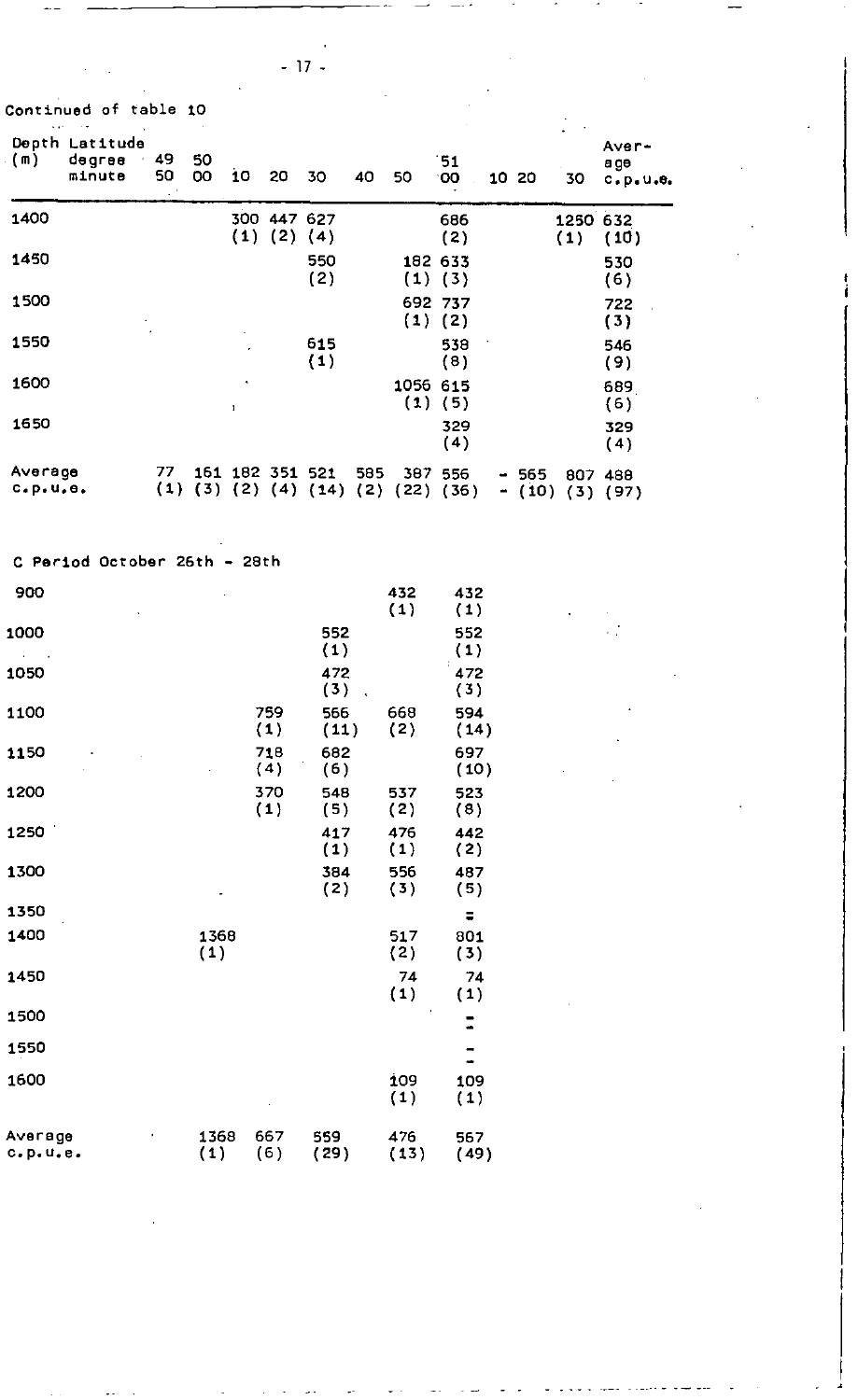Continued of table 10

| Depth (m) | Latitude degree minute | 49 50 | 50 00 | 10 | 20 | 30 | 40 | 50 | 51 00 | 10 | 20 | 30 | Average c.p.u.e. |
|---|---|---|---|---|---|---|---|---|---|---|---|---|---|
| 1400 | | | | 300 (1) | 447 (2) | 627 (4) | | | 686 (2) | | | 1250 (1) | 632 (10) |
| 1450 | | | | | | 550 (2) | | 182 (1) | 633 (3) | | | | 530 (6) |
| 1500 | | | | | | | | 692 (1) | 737 (2) | | | | 722 (3) |
| 1550 | | | | | | 615 (1) | | | 538 (8) | | | | 546 (9) |
| 1600 | | | | | | | | 1056 (1) | 615 (5) | | | | 689 (6) |
| 1650 | | | | | | | | | 329 (4) | | | | 329 (4) |
| Average c.p.u.e. | | 77 (1) | 161 (3) | 182 (2) | 351 (4) | 521 (14) | 585 (2) | 387 (22) | 556 (36) | - - | 565 (10) | 807 (3) | 488 (97) |

C Period October 26th - 28th

| Depth (m) | | 50 00 | 20 | 30 | 50 | Average c.p.u.e. |
|---|---|---|---|---|---|---|
| 900 | | | | | 432 (1) | 432 (1) |
| 1000 | | | | 552 (1) | | 552 (1) |
| 1050 | | | | 472 (3) | | 472 (3) |
| 1100 | | | 759 (1) | 566 (11) | 668 (2) | 594 (14) |
| 1150 | | | 718 (4) | 682 (6) | | 697 (10) |
| 1200 | | | 370 (1) | 548 (5) | 537 (2) | 523 (8) |
| 1250 | | | | 417 (1) | 476 (1) | 442 (2) |
| 1300 | | | | 384 (2) | 556 (3) | 487 (5) |
| 1350 | | | | | | = |
| 1400 | | 1368 (1) | | | 517 (2) | 801 (3) |
| 1450 | | | | | 74 (1) | 74 (1) |
| 1500 | | | | | | - - |
| 1550 | | | | | | - - |
| 1600 | | | | | 109 (1) | 109 (1) |
| Average c.p.u.e. | | 1368 (1) | 667 (6) | 559 (29) | 476 (13) | 567 (49) |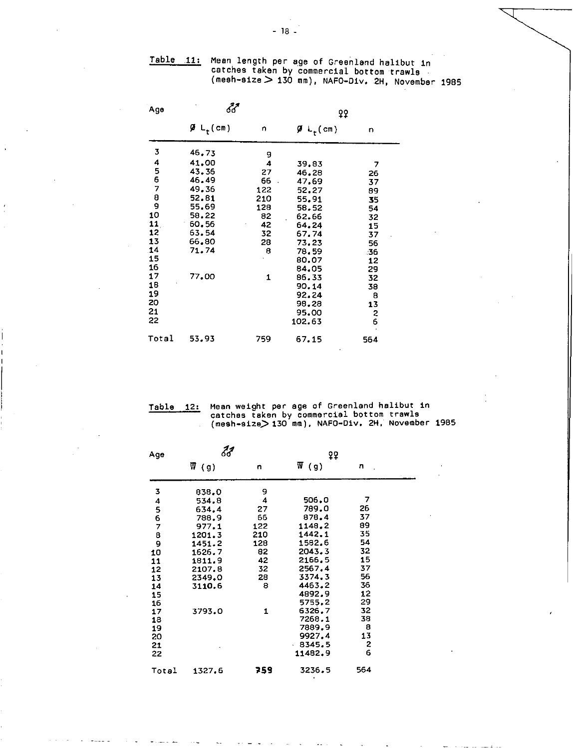Table 11: Mean length per age of Greenland halibut in catches taken by commercial bottom trawls (mesh-size > 130 mm), NAFO-Div. 2H, November 1985

| Age | ♂♂ Ø $L_t$(cm) | n | ♀♀ Ø $L_t$(cm) | n |
|---|---|---|---|---|
| 3 | 46.73 | 9 | | |
| 4 | 41.00 | 4 | 39.83 | 7 |
| 5 | 43.36 | 27 | 46.28 | 26 |
| 6 | 46.49 | 66 | 47.69 | 37 |
| 7 | 49.36 | 122 | 52.27 | 89 |
| 8 | 52.81 | 210 | 55.91 | 35 |
| 9 | 55.69 | 128 | 58.52 | 54 |
| 10 | 58.22 | 82 | 62.66 | 32 |
| 11 | 60.56 | 42 | 64.24 | 15 |
| 12 | 63.54 | 32 | 67.74 | 37 |
| 13 | 66.80 | 28 | 73.23 | 56 |
| 14 | 71.74 | 8 | 78.59 | 36 |
| 15 | | | 80.07 | 12 |
| 16 | | | 84.05 | 29 |
| 17 | 77.00 | 1 | 86.33 | 32 |
| 18 | | | 90.14 | 38 |
| 19 | | | 92.24 | 8 |
| 20 | | | 98.28 | 13 |
| 21 | | | 95.00 | 2 |
| 22 | | | 102.63 | 6 |
| Total | 53.93 | 759 | 67.15 | 564 |

Table 12: Mean weight per age of Greenland halibut in catches taken by commercial bottom trawls (mesh-size > 130 mm), NAFO-Div. 2H, November 1985

| Age | ♂♂ $\overline{W}$ (g) | n | ♀♀ $\overline{W}$ (g) | n |
|---|---|---|---|---|
| 3 | 838.0 | 9 | | |
| 4 | 534.8 | 4 | 506.0 | 7 |
| 5 | 634.4 | 27 | 789.0 | 26 |
| 6 | 788.9 | 66 | 878.4 | 37 |
| 7 | 977.1 | 122 | 1148.2 | 89 |
| 8 | 1201.3 | 210 | 1442.1 | 35 |
| 9 | 1451.2 | 128 | 1582.6 | 54 |
| 10 | 1626.7 | 82 | 2043.3 | 32 |
| 11 | 1811.9 | 42 | 2166.5 | 15 |
| 12 | 2107.8 | 32 | 2567.4 | 37 |
| 13 | 2349.0 | 28 | 3374.3 | 56 |
| 14 | 3110.6 | 8 | 4463.2 | 36 |
| 15 | | | 4892.9 | 12 |
| 16 | | | 5755.2 | 29 |
| 17 | 3793.0 | 1 | 6326.7 | 32 |
| 18 | | | 7268.1 | 38 |
| 19 | | | 7889.9 | 8 |
| 20 | | | 9927.4 | 13 |
| 21 | | | 8345.5 | 2 |
| 22 | | | 11482.9 | 6 |
| Total | 1327.6 | 759 | 3236.5 | 564 |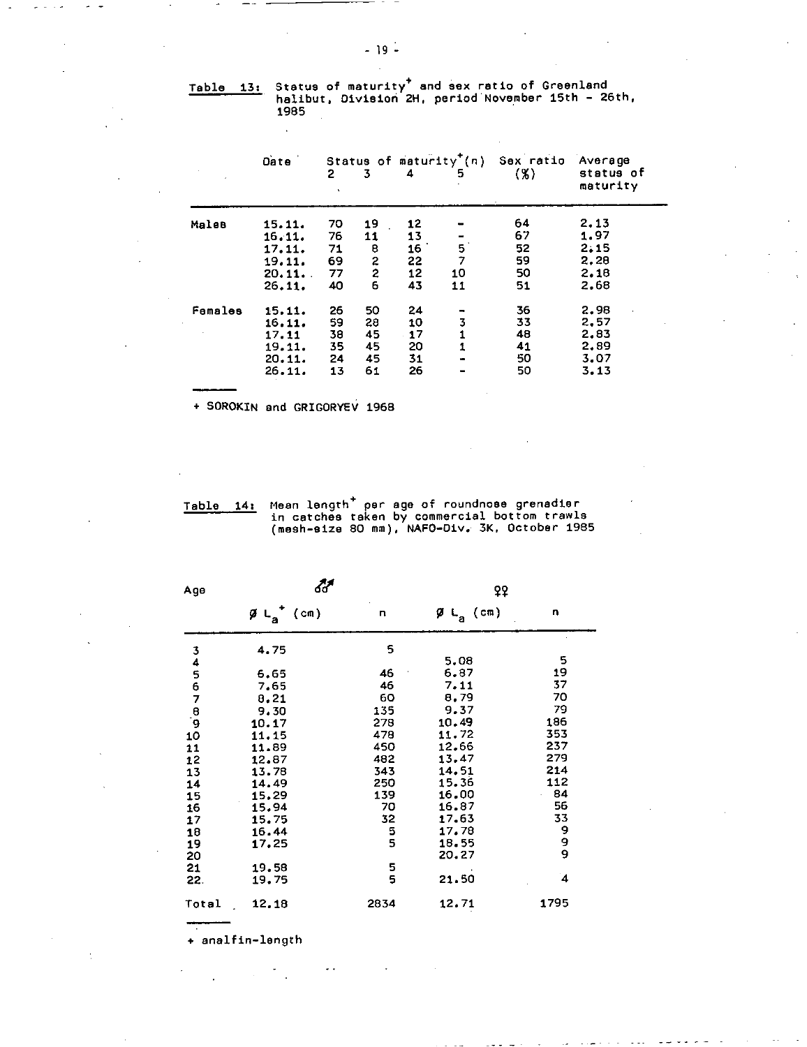**Table 13:** Status of maturity[+] and sex ratio of Greenland halibut, Division 2H, period November 15th - 26th, 1985

| | Date | Status of maturity[+] (n) 2 | 3 | 4 | 5 | Sex ratio (%) | Average status of maturity |
|---|---|---|---|---|---|---|---|
| Males | 15.11. | 70 | 19 | 12 | - | 64 | 2.13 |
| | 16.11. | 76 | 11 | 13 | - | 67 | 1.97 |
| | 17.11. | 71 | 8 | 16 | 5 | 52 | 2.15 |
| | 19.11. | 69 | 2 | 22 | 7 | 59 | 2.28 |
| | 20.11. | 77 | 2 | 12 | 10 | 50 | 2.18 |
| | 26.11. | 40 | 6 | 43 | 11 | 51 | 2.68 |
| Females | 15.11. | 26 | 50 | 24 | - | 36 | 2.98 |
| | 16.11. | 59 | 28 | 10 | 3 | 33 | 2.57 |
| | 17.11 | 38 | 45 | 17 | 1 | 48 | 2.83 |
| | 19.11. | 35 | 45 | 20 | 1 | 41 | 2.89 |
| | 20.11. | 24 | 45 | 31 | - | 50 | 3.07 |
| | 26.11. | 13 | 61 | 26 | - | 50 | 3.13 |

+ SOROKIN and GRIGORYEV 1968

**Table 14:** Mean length[+] per age of roundnose grenadier in catches taken by commercial bottom trawls (mesh-size 80 mm), NAFO-Div. 3K, October 1985

| Age | ♂♂ Ø $L_a$[+] (cm) | n | ♀♀ Ø $L_a$ (cm) | n |
|---|---|---|---|---|
| 3 | 4.75 | 5 | | |
| 4 | | | 5.08 | 5 |
| 5 | 6.65 | 46 | 6.87 | 19 |
| 6 | 7.65 | 46 | 7.11 | 37 |
| 7 | 8.21 | 60 | 8.79 | 70 |
| 8 | 9.30 | 135 | 9.37 | 79 |
| 9 | 10.17 | 278 | 10.49 | 186 |
| 10 | 11.15 | 478 | 11.72 | 353 |
| 11 | 11.89 | 450 | 12.66 | 237 |
| 12 | 12.87 | 482 | 13.47 | 279 |
| 13 | 13.78 | 343 | 14.51 | 214 |
| 14 | 14.49 | 250 | 15.36 | 112 |
| 15 | 15.29 | 139 | 16.00 | 84 |
| 16 | 15.94 | 70 | 16.87 | 56 |
| 17 | 15.75 | 32 | 17.63 | 33 |
| 18 | 16.44 | 5 | 17.78 | 9 |
| 19 | 17.25 | 5 | 18.55 | 9 |
| 20 | | | 20.27 | 9 |
| 21 | 19.58 | 5 | | |
| 22 | 19.75 | 5 | 21.50 | 4 |
| Total | 12.18 | 2834 | 12.71 | 1795 |

+ analfin-length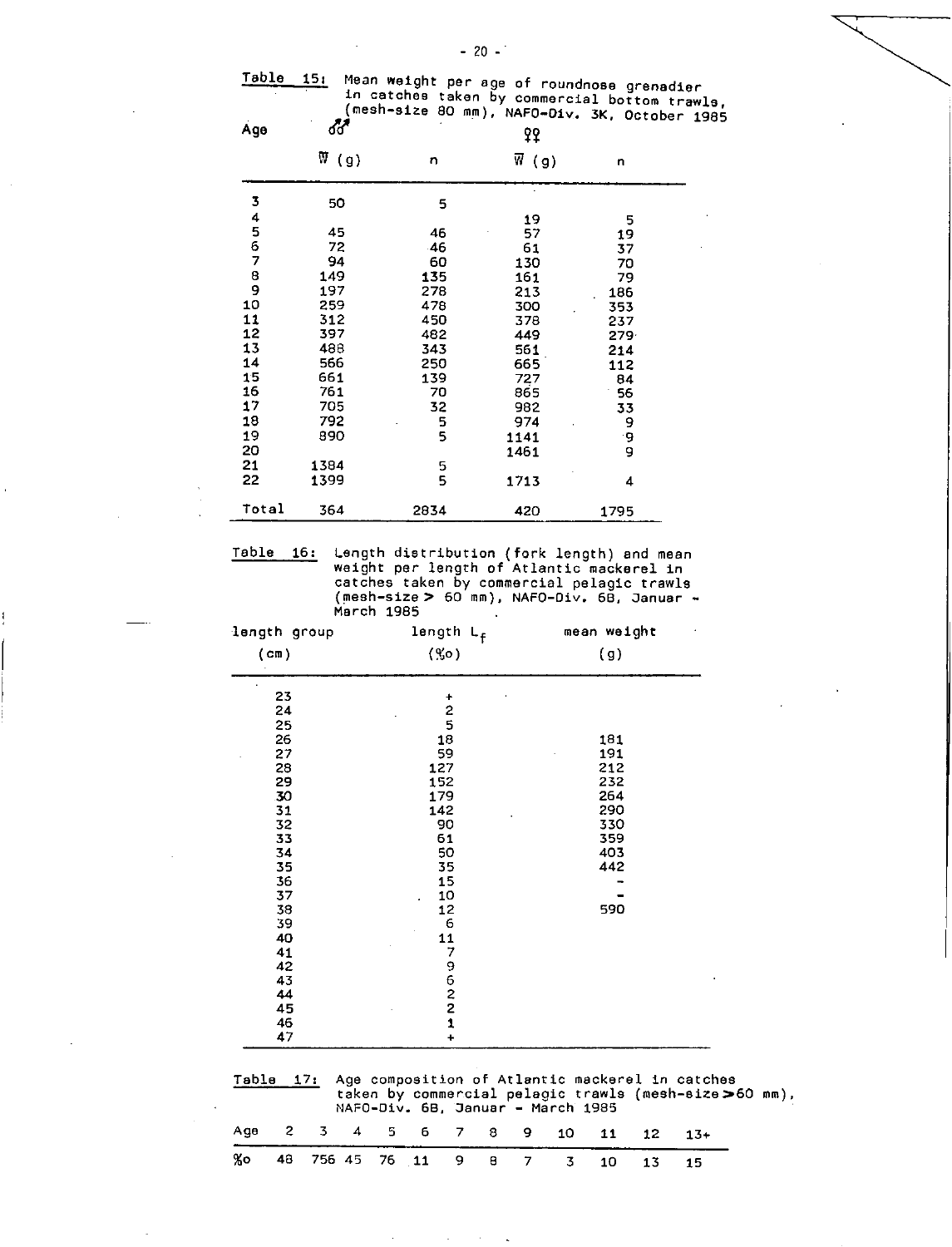Table 15: Mean weight per age of roundnose grenadier in catches taken by commercial bottom trawls, (mesh-size 80 mm), NAFO-Div. 3K, October 1985

| Age | ♂♂ $\overline{W}$ (g) | n | ♀♀ $\overline{W}$ (g) | n |
|---|---|---|---|---|
| 3 | 50 | 5 | | |
| 4 | | | 19 | 5 |
| 5 | 45 | 46 | 57 | 19 |
| 6 | 72 | 46 | 61 | 37 |
| 7 | 94 | 60 | 130 | 70 |
| 8 | 149 | 135 | 161 | 79 |
| 9 | 197 | 278 | 213 | 186 |
| 10 | 259 | 478 | 300 | 353 |
| 11 | 312 | 450 | 378 | 237 |
| 12 | 397 | 482 | 449 | 279 |
| 13 | 488 | 343 | 561 | 214 |
| 14 | 566 | 250 | 665 | 112 |
| 15 | 661 | 139 | 727 | 84 |
| 16 | 761 | 70 | 865 | 56 |
| 17 | 705 | 32 | 982 | 33 |
| 18 | 792 | 5 | 974 | 9 |
| 19 | 890 | 5 | 1141 | 9 |
| 20 | | | 1461 | 9 |
| 21 | 1384 | 5 | | |
| 22 | 1399 | 5 | 1713 | 4 |
| Total | 364 | 2834 | 420 | 1795 |

Table 16: Length distribution (fork length) and mean weight per length of Atlantic mackerel in catches taken by commercial pelagic trawls (mesh-size > 60 mm), NAFO-Div. 6B, Januar – March 1985

| length group (cm) | length $L_f$ (‰) | mean weight (g) |
|---|---|---|
| 23 | + | |
| 24 | 2 | |
| 25 | 5 | |
| 26 | 18 | 181 |
| 27 | 59 | 191 |
| 28 | 127 | 212 |
| 29 | 152 | 232 |
| 30 | 179 | 264 |
| 31 | 142 | 290 |
| 32 | 90 | 330 |
| 33 | 61 | 359 |
| 34 | 50 | 403 |
| 35 | 35 | 442 |
| 36 | 15 | - |
| 37 | 10 | - |
| 38 | 12 | 590 |
| 39 | 6 | |
| 40 | 11 | |
| 41 | 7 | |
| 42 | 9 | |
| 43 | 6 | |
| 44 | 2 | |
| 45 | 2 | |
| 46 | 1 | |
| 47 | + | |

Table 17: Age composition of Atlantic mackerel in catches taken by commercial pelagic trawls (mesh-size > 60 mm), NAFO-Div. 6B, Januar – March 1985

| Age | 2 | 3 | 4 | 5 | 6 | 7 | 8 | 9 | 10 | 11 | 12 | 13+ |
|---|---|---|---|---|---|---|---|---|---|---|---|---|
| ‰ | 48 | 756 | 45 | 76 | 11 | 9 | 8 | 7 | 3 | 10 | 13 | 15 |